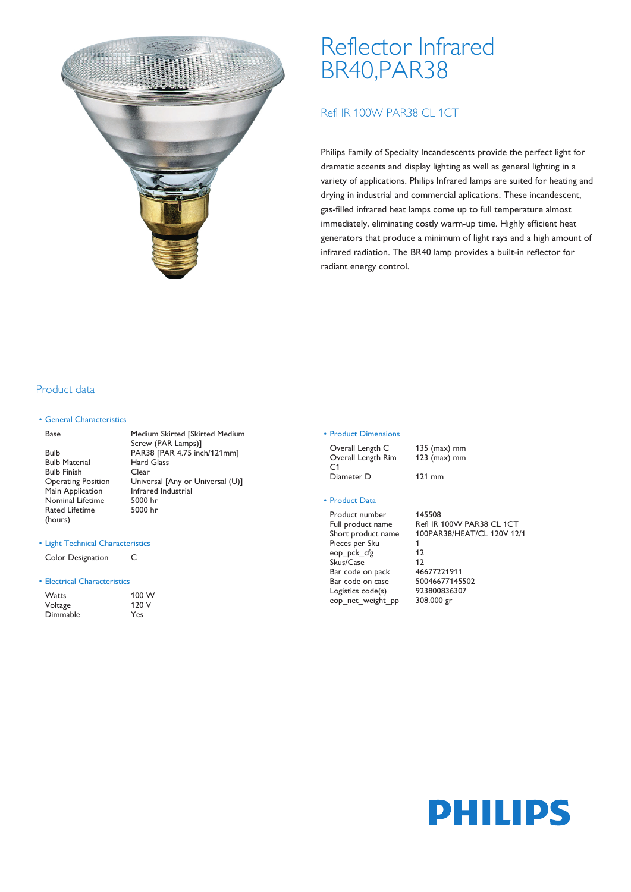# Reflector Infrared BR40,PAR38

## Refl IR 100W PAR38 CL 1CT

Philips Family of Specialty Incandescents provide the perfect light for dramatic accents and display lighting as well as general lighting in a variety of applications. Philips Infrared lamps are suited for heating and drying in industrial and commercial aplications. These incandescent, gas-filled infrared heat lamps come up to full temperature almost immediately, eliminating costly warm-up time. Highly efficient heat generators that produce a minimum of light rays and a high amount of infrared radiation. The BR40 lamp provides a built-in reflector for radiant energy control.

## Product data

### • General Characteristics

| | |
|---|---|
| Base | Medium Skirted [Skirted Medium Screw (PAR Lamps)] |
| Bulb | PAR38 [PAR 4.75 inch/121mm] |
| Bulb Material | Hard Glass |
| Bulb Finish | Clear |
| Operating Position | Universal [Any or Universal (U)] |
| Main Application | Infrared Industrial |
| Nominal Lifetime | 5000 hr |
| Rated Lifetime (hours) | 5000 hr |

### • Light Technical Characteristics

| | |
|---|---|
| Color Designation | C |

### • Electrical Characteristics

| | |
|---|---|
| Watts | 100 W |
| Voltage | 120 V |
| Dimmable | Yes |

### • Product Dimensions

| | |
|---|---|
| Overall Length C | 135 (max) mm |
| Overall Length Rim C1 | 123 (max) mm |
| Diameter D | 121 mm |

### • Product Data

| | |
|---|---|
| Product number | 145508 |
| Full product name | Refl IR 100W PAR38 CL 1CT |
| Short product name | 100PAR38/HEAT/CL 120V 12/1 |
| Pieces per Sku | 1 |
| eop_pck_cfg | 12 |
| Skus/Case | 12 |
| Bar code on pack | 46677221911 |
| Bar code on case | 50046677145502 |
| Logistics code(s) | 923800836307 |
| eop_net_weight_pp | 308.000 gr |

PHILIPS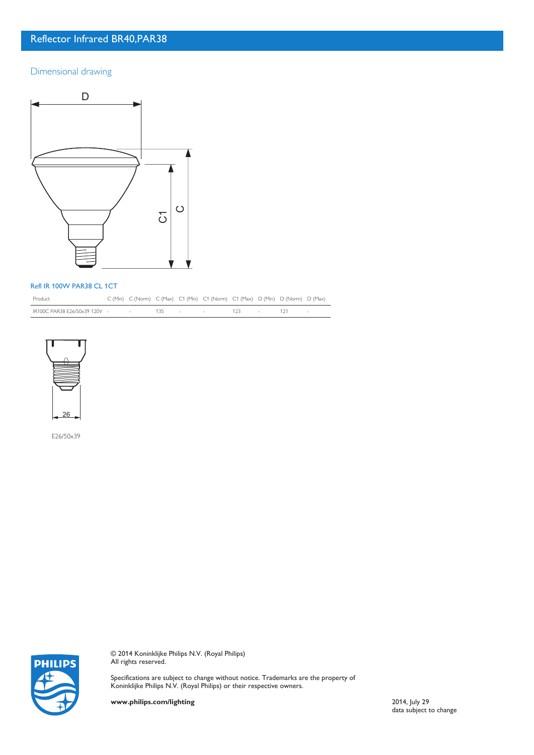## Dimensional drawing

D

C1

C

### Refl IR 100W PAR38 CL 1CT

| Product | C (Min) | C (Norm) | C (Max) | C1 (Min) | C1 (Norm) | C1 (Max) | D (Min) | D (Norm) | D (Max) |
|---|---|---|---|---|---|---|---|---|---|
| IR100C PAR38 E26/50x39 120V | - | - | 135 | - | - | 123 | - | 121 | - |

26

E26/50x39